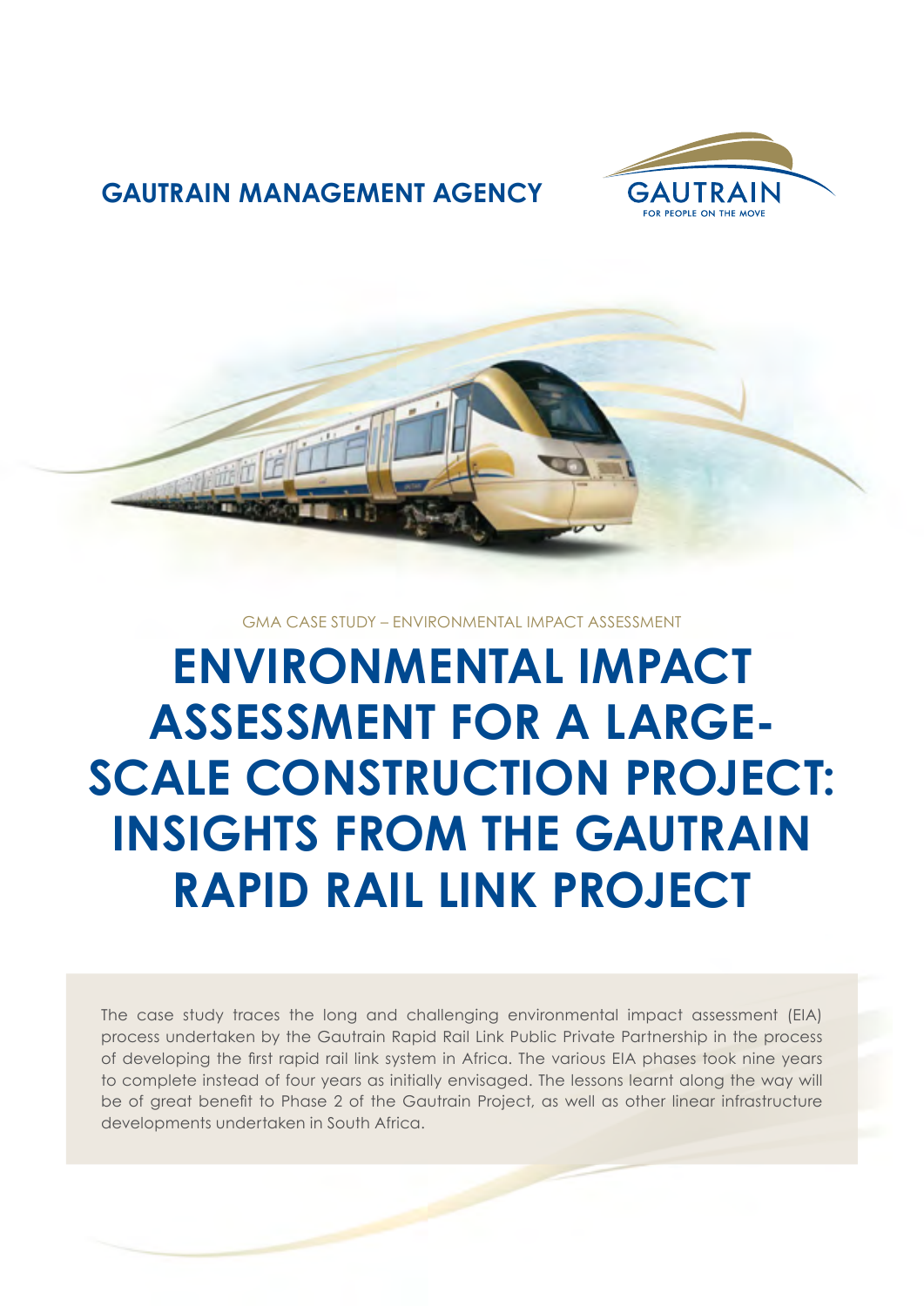**GAUTRAIN MANAGEMENT AGENCY**

GAUTRAIN
FOR PEOPLE ON THE MOVE

GMA CASE STUDY – ENVIRONMENTAL IMPACT ASSESSMENT

# ENVIRONMENTAL IMPACT ASSESSMENT FOR A LARGE-SCALE CONSTRUCTION PROJECT: INSIGHTS FROM THE GAUTRAIN RAPID RAIL LINK PROJECT

The case study traces the long and challenging environmental impact assessment (EIA) process undertaken by the Gautrain Rapid Rail Link Public Private Partnership in the process of developing the first rapid rail link system in Africa. The various EIA phases took nine years to complete instead of four years as initially envisaged. The lessons learnt along the way will be of great benefit to Phase 2 of the Gautrain Project, as well as other linear infrastructure developments undertaken in South Africa.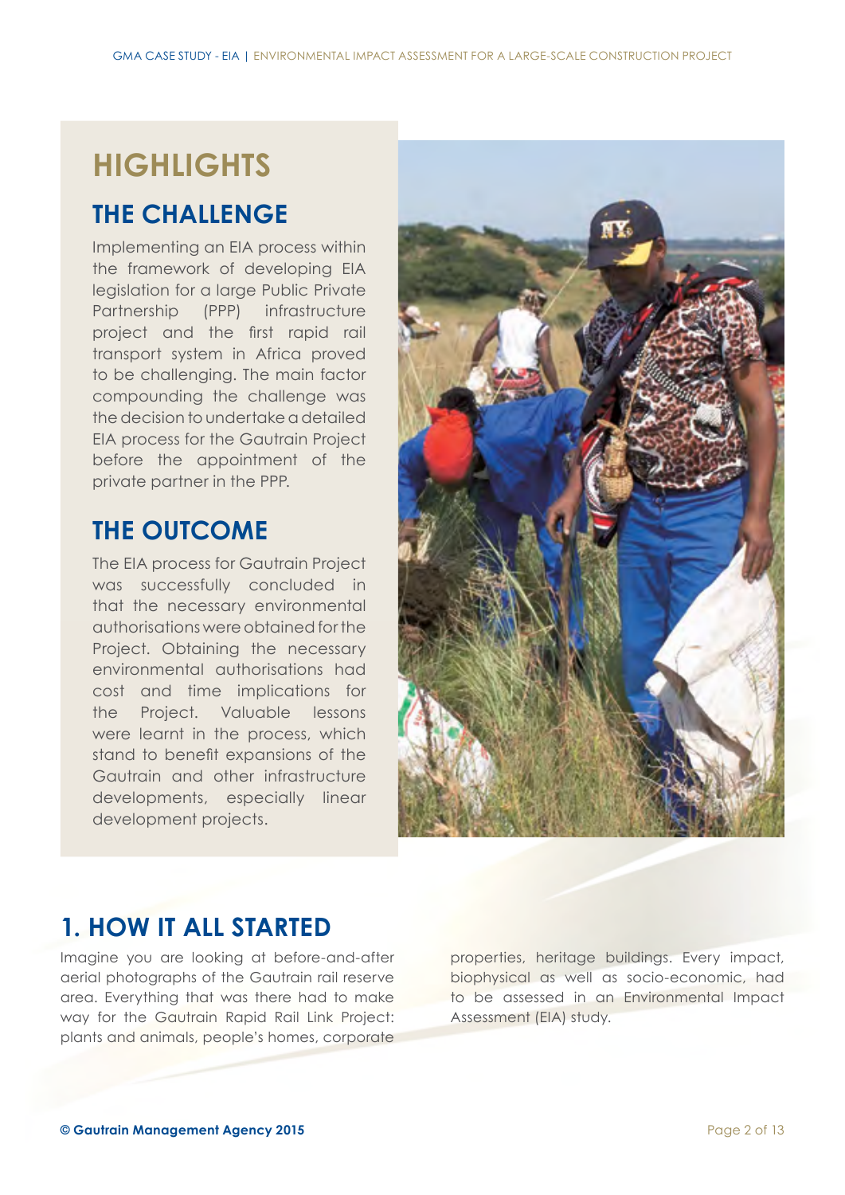# HIGHLIGHTS

## THE CHALLENGE

Implementing an EIA process within the framework of developing EIA legislation for a large Public Private Partnership (PPP) infrastructure project and the first rapid rail transport system in Africa proved to be challenging. The main factor compounding the challenge was the decision to undertake a detailed EIA process for the Gautrain Project before the appointment of the private partner in the PPP.

## THE OUTCOME

The EIA process for Gautrain Project was successfully concluded in that the necessary environmental authorisations were obtained for the Project. Obtaining the necessary environmental authorisations had cost and time implications for the Project. Valuable lessons were learnt in the process, which stand to benefit expansions of the Gautrain and other infrastructure developments, especially linear development projects.

## 1. HOW IT ALL STARTED

Imagine you are looking at before-and-after aerial photographs of the Gautrain rail reserve area. Everything that was there had to make way for the Gautrain Rapid Rail Link Project: plants and animals, people's homes, corporate properties, heritage buildings. Every impact, biophysical as well as socio-economic, had to be assessed in an Environmental Impact Assessment (EIA) study.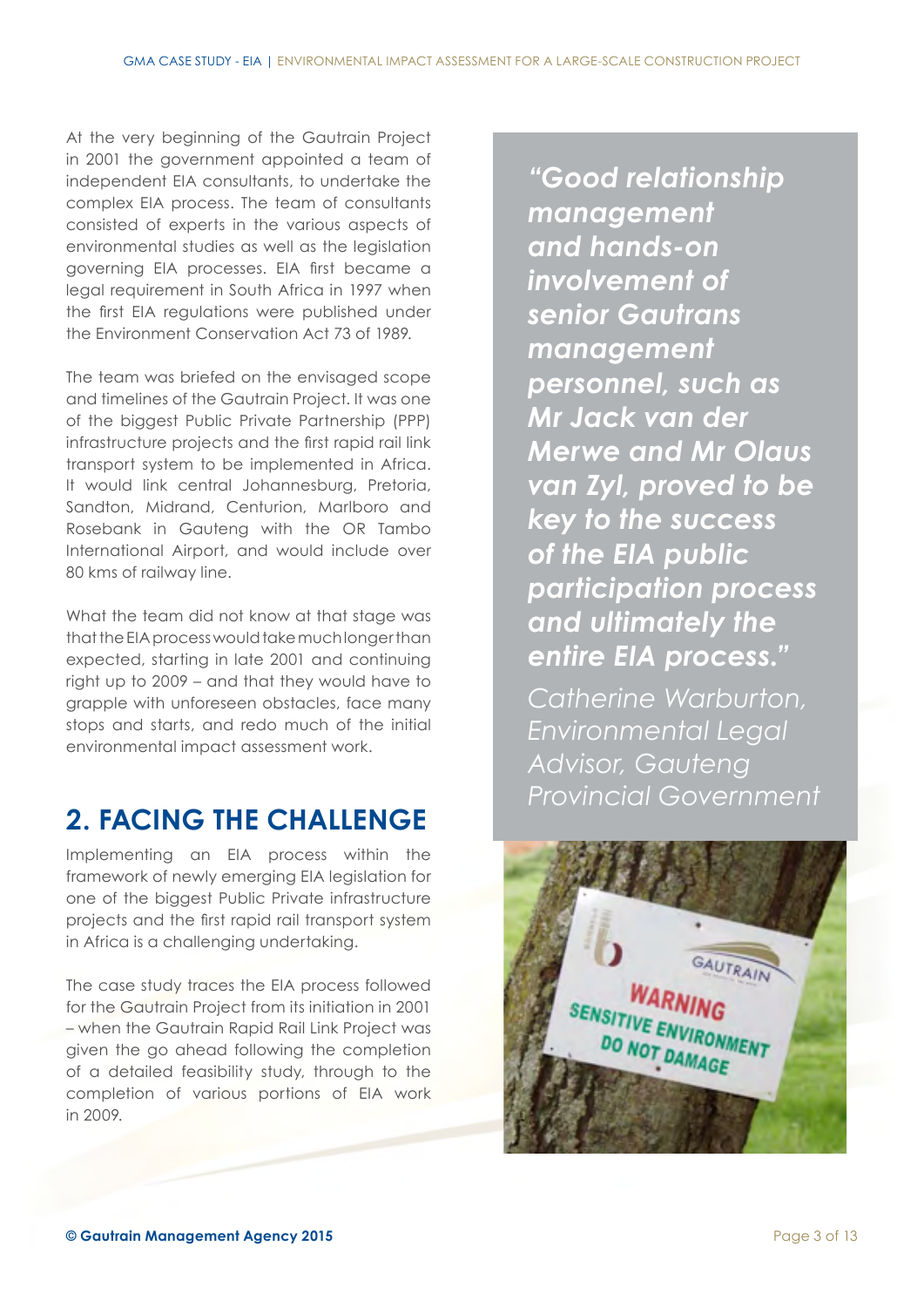At the very beginning of the Gautrain Project in 2001 the government appointed a team of independent EIA consultants, to undertake the complex EIA process. The team of consultants consisted of experts in the various aspects of environmental studies as well as the legislation governing EIA processes. EIA first became a legal requirement in South Africa in 1997 when the first EIA regulations were published under the Environment Conservation Act 73 of 1989.

The team was briefed on the envisaged scope and timelines of the Gautrain Project. It was one of the biggest Public Private Partnership (PPP) infrastructure projects and the first rapid rail link transport system to be implemented in Africa. It would link central Johannesburg, Pretoria, Sandton, Midrand, Centurion, Marlboro and Rosebank in Gauteng with the OR Tambo International Airport, and would include over 80 kms of railway line.

What the team did not know at that stage was that the EIA process would take much longer than expected, starting in late 2001 and continuing right up to 2009 – and that they would have to grapple with unforeseen obstacles, face many stops and starts, and redo much of the initial environmental impact assessment work.

## 2. FACING THE CHALLENGE

Implementing an EIA process within the framework of newly emerging EIA legislation for one of the biggest Public Private infrastructure projects and the first rapid rail transport system in Africa is a challenging undertaking.

The case study traces the EIA process followed for the Gautrain Project from its initiation in 2001 – when the Gautrain Rapid Rail Link Project was given the go ahead following the completion of a detailed feasibility study, through to the completion of various portions of EIA work in 2009.

> ***"Good relationship management and hands-on involvement of senior Gautrans management personnel, such as Mr Jack van der Merwe and Mr Olaus van Zyl, proved to be key to the success of the EIA public participation process and ultimately the entire EIA process."***
>
> *Catherine Warburton, Environmental Legal Advisor, Gauteng Provincial Government*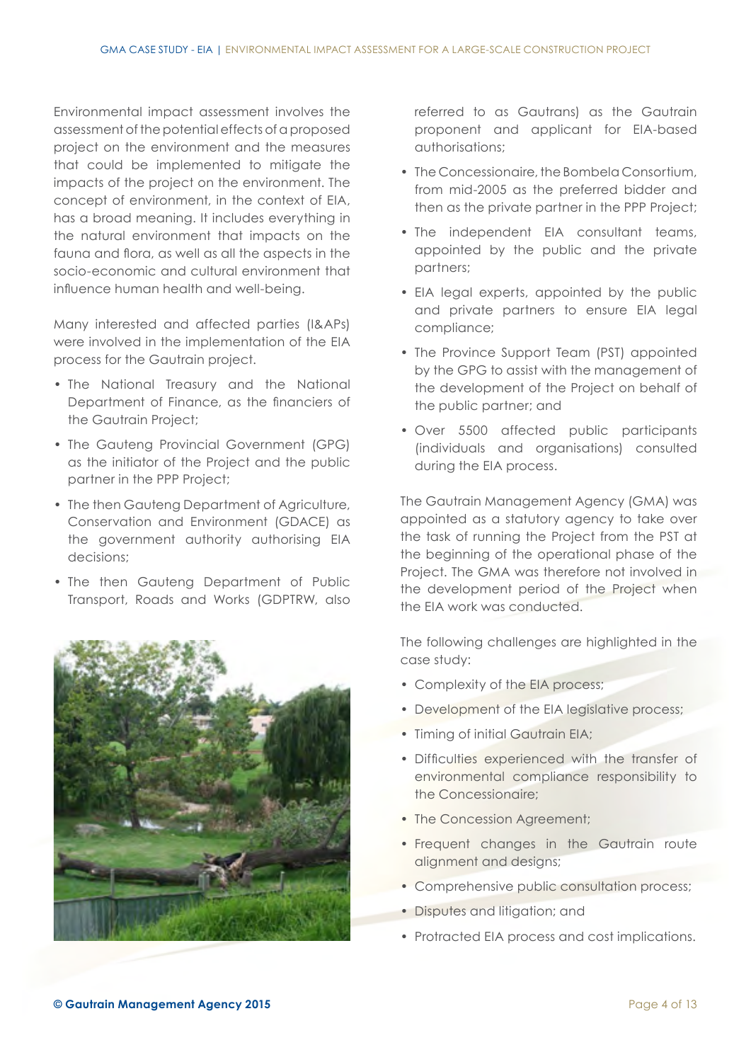Environmental impact assessment involves the assessment of the potential effects of a proposed project on the environment and the measures that could be implemented to mitigate the impacts of the project on the environment. The concept of environment, in the context of EIA, has a broad meaning. It includes everything in the natural environment that impacts on the fauna and flora, as well as all the aspects in the socio-economic and cultural environment that influence human health and well-being.

Many interested and affected parties (I&APs) were involved in the implementation of the EIA process for the Gautrain project.

- The National Treasury and the National Department of Finance, as the financiers of the Gautrain Project;
- The Gauteng Provincial Government (GPG) as the initiator of the Project and the public partner in the PPP Project;
- The then Gauteng Department of Agriculture, Conservation and Environment (GDACE) as the government authority authorising EIA decisions;
- The then Gauteng Department of Public Transport, Roads and Works (GDPTRW, also referred to as Gautrans) as the Gautrain proponent and applicant for EIA-based authorisations;
- The Concessionaire, the Bombela Consortium, from mid-2005 as the preferred bidder and then as the private partner in the PPP Project;
- The independent EIA consultant teams, appointed by the public and the private partners;
- EIA legal experts, appointed by the public and private partners to ensure EIA legal compliance;
- The Province Support Team (PST) appointed by the GPG to assist with the management of the development of the Project on behalf of the public partner; and
- Over 5500 affected public participants (individuals and organisations) consulted during the EIA process.

The Gautrain Management Agency (GMA) was appointed as a statutory agency to take over the task of running the Project from the PST at the beginning of the operational phase of the Project. The GMA was therefore not involved in the development period of the Project when the EIA work was conducted.

The following challenges are highlighted in the case study:

- Complexity of the EIA process;
- Development of the EIA legislative process;
- Timing of initial Gautrain EIA;
- Difficulties experienced with the transfer of environmental compliance responsibility to the Concessionaire;
- The Concession Agreement;
- Frequent changes in the Gautrain route alignment and designs;
- Comprehensive public consultation process;
- Disputes and litigation; and
- Protracted EIA process and cost implications.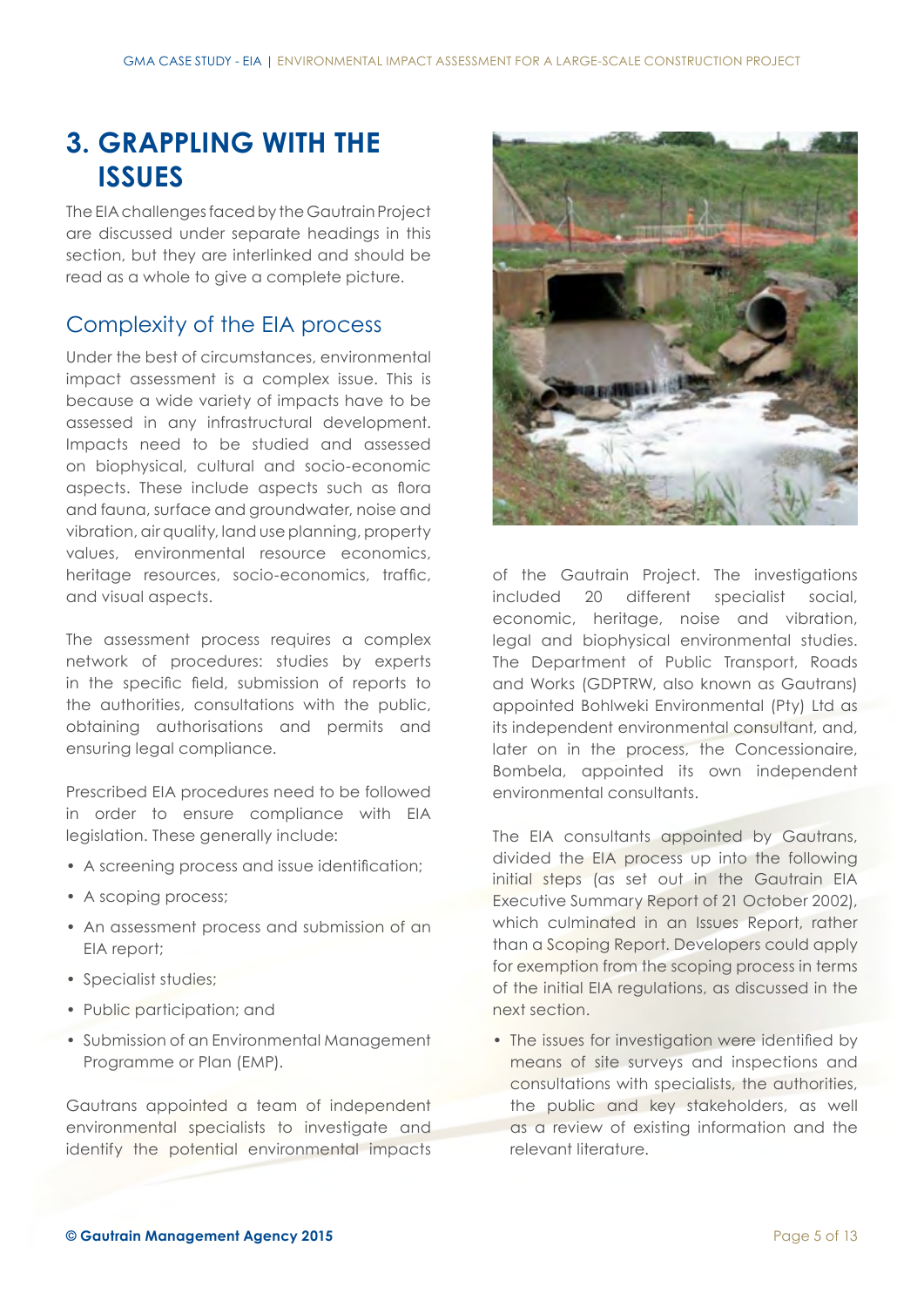# 3. GRAPPLING WITH THE ISSUES

The EIA challenges faced by the Gautrain Project are discussed under separate headings in this section, but they are interlinked and should be read as a whole to give a complete picture.

## Complexity of the EIA process

Under the best of circumstances, environmental impact assessment is a complex issue. This is because a wide variety of impacts have to be assessed in any infrastructural development. Impacts need to be studied and assessed on biophysical, cultural and socio-economic aspects. These include aspects such as flora and fauna, surface and groundwater, noise and vibration, air quality, land use planning, property values, environmental resource economics, heritage resources, socio-economics, traffic, and visual aspects.

The assessment process requires a complex network of procedures: studies by experts in the specific field, submission of reports to the authorities, consultations with the public, obtaining authorisations and permits and ensuring legal compliance.

Prescribed EIA procedures need to be followed in order to ensure compliance with EIA legislation. These generally include:

- A screening process and issue identification;
- A scoping process;
- An assessment process and submission of an EIA report;
- Specialist studies;
- Public participation; and
- Submission of an Environmental Management Programme or Plan (EMP).

Gautrans appointed a team of independent environmental specialists to investigate and identify the potential environmental impacts of the Gautrain Project. The investigations included 20 different specialist social, economic, heritage, noise and vibration, legal and biophysical environmental studies. The Department of Public Transport, Roads and Works (GDPTRW, also known as Gautrans) appointed Bohlweki Environmental (Pty) Ltd as its independent environmental consultant, and, later on in the process, the Concessionaire, Bombela, appointed its own independent environmental consultants.

The EIA consultants appointed by Gautrans, divided the EIA process up into the following initial steps (as set out in the Gautrain EIA Executive Summary Report of 21 October 2002), which culminated in an Issues Report, rather than a Scoping Report. Developers could apply for exemption from the scoping process in terms of the initial EIA regulations, as discussed in the next section.

- The issues for investigation were identified by means of site surveys and inspections and consultations with specialists, the authorities, the public and key stakeholders, as well as a review of existing information and the relevant literature.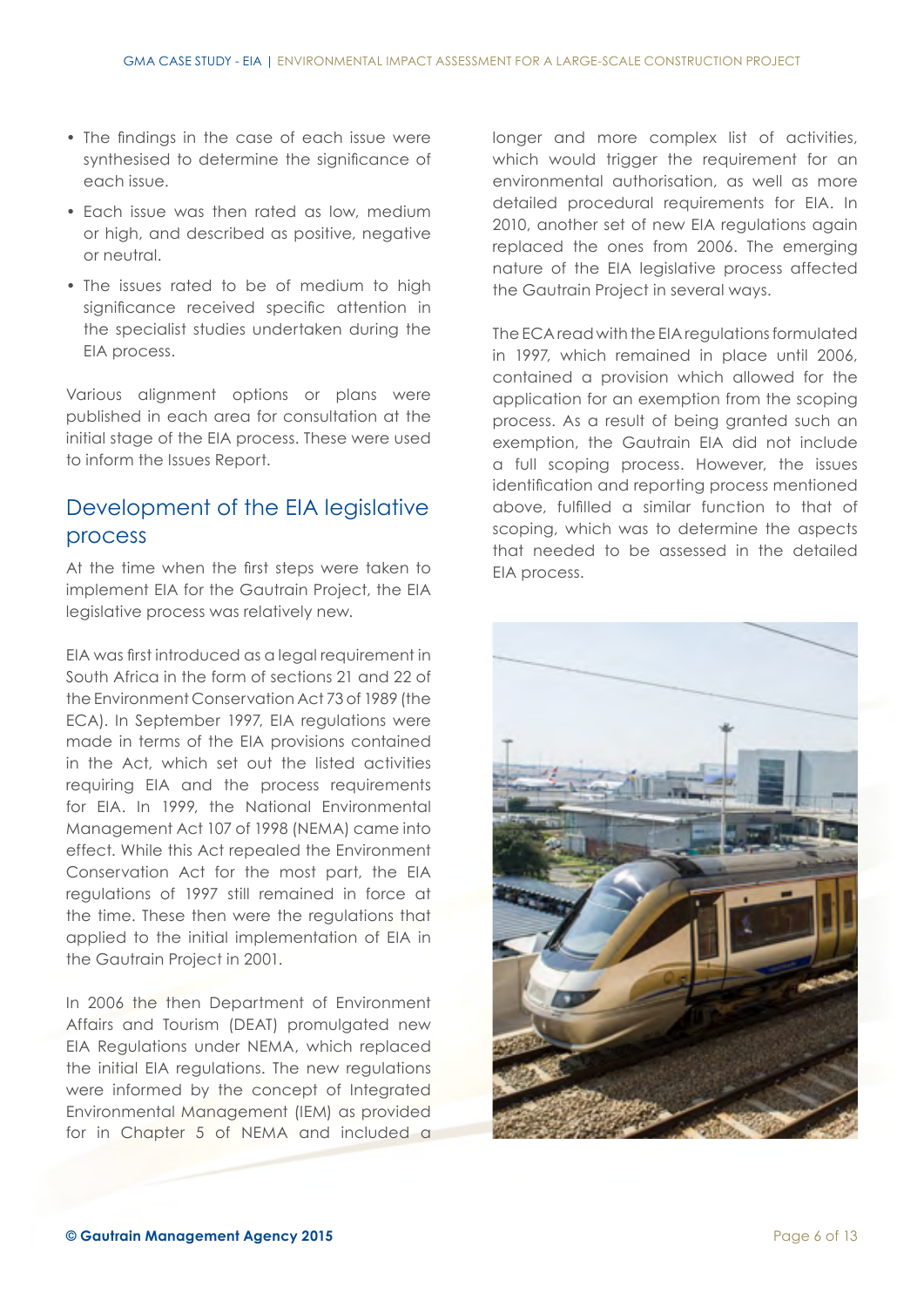- The findings in the case of each issue were synthesised to determine the significance of each issue.
- Each issue was then rated as low, medium or high, and described as positive, negative or neutral.
- The issues rated to be of medium to high significance received specific attention in the specialist studies undertaken during the EIA process.

Various alignment options or plans were published in each area for consultation at the initial stage of the EIA process. These were used to inform the Issues Report.

## Development of the EIA legislative process

At the time when the first steps were taken to implement EIA for the Gautrain Project, the EIA legislative process was relatively new.

EIA was first introduced as a legal requirement in South Africa in the form of sections 21 and 22 of the Environment Conservation Act 73 of 1989 (the ECA). In September 1997, EIA regulations were made in terms of the EIA provisions contained in the Act, which set out the listed activities requiring EIA and the process requirements for EIA. In 1999, the National Environmental Management Act 107 of 1998 (NEMA) came into effect. While this Act repealed the Environment Conservation Act for the most part, the EIA regulations of 1997 still remained in force at the time. These then were the regulations that applied to the initial implementation of EIA in the Gautrain Project in 2001.

In 2006 the then Department of Environment Affairs and Tourism (DEAT) promulgated new EIA Regulations under NEMA, which replaced the initial EIA regulations. The new regulations were informed by the concept of Integrated Environmental Management (IEM) as provided for in Chapter 5 of NEMA and included a longer and more complex list of activities, which would trigger the requirement for an environmental authorisation, as well as more detailed procedural requirements for EIA. In 2010, another set of new EIA regulations again replaced the ones from 2006. The emerging nature of the EIA legislative process affected the Gautrain Project in several ways.

The ECA read with the EIA regulations formulated in 1997, which remained in place until 2006, contained a provision which allowed for the application for an exemption from the scoping process. As a result of being granted such an exemption, the Gautrain EIA did not include a full scoping process. However, the issues identification and reporting process mentioned above, fulfilled a similar function to that of scoping, which was to determine the aspects that needed to be assessed in the detailed EIA process.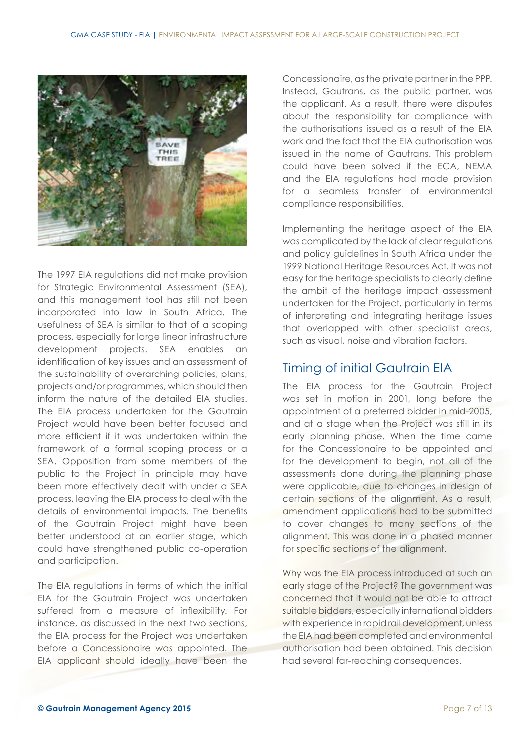The 1997 EIA regulations did not make provision for Strategic Environmental Assessment (SEA), and this management tool has still not been incorporated into law in South Africa. The usefulness of SEA is similar to that of a scoping process, especially for large linear infrastructure development projects. SEA enables an identification of key issues and an assessment of the sustainability of overarching policies, plans, projects and/or programmes, which should then inform the nature of the detailed EIA studies. The EIA process undertaken for the Gautrain Project would have been better focused and more efficient if it was undertaken within the framework of a formal scoping process or a SEA. Opposition from some members of the public to the Project in principle may have been more effectively dealt with under a SEA process, leaving the EIA process to deal with the details of environmental impacts. The benefits of the Gautrain Project might have been better understood at an earlier stage, which could have strengthened public co-operation and participation.

The EIA regulations in terms of which the initial EIA for the Gautrain Project was undertaken suffered from a measure of inflexibility. For instance, as discussed in the next two sections, the EIA process for the Project was undertaken before a Concessionaire was appointed. The EIA applicant should ideally have been the Concessionaire, as the private partner in the PPP. Instead, Gautrans, as the public partner, was the applicant. As a result, there were disputes about the responsibility for compliance with the authorisations issued as a result of the EIA work and the fact that the EIA authorisation was issued in the name of Gautrans. This problem could have been solved if the ECA, NEMA and the EIA regulations had made provision for a seamless transfer of environmental compliance responsibilities.

Implementing the heritage aspect of the EIA was complicated by the lack of clear regulations and policy guidelines in South Africa under the 1999 National Heritage Resources Act. It was not easy for the heritage specialists to clearly define the ambit of the heritage impact assessment undertaken for the Project, particularly in terms of interpreting and integrating heritage issues that overlapped with other specialist areas, such as visual, noise and vibration factors.

## Timing of initial Gautrain EIA

The EIA process for the Gautrain Project was set in motion in 2001, long before the appointment of a preferred bidder in mid-2005, and at a stage when the Project was still in its early planning phase. When the time came for the Concessionaire to be appointed and for the development to begin, not all of the assessments done during the planning phase were applicable, due to changes in design of certain sections of the alignment. As a result, amendment applications had to be submitted to cover changes to many sections of the alignment. This was done in a phased manner for specific sections of the alignment.

Why was the EIA process introduced at such an early stage of the Project? The government was concerned that it would not be able to attract suitable bidders, especially international bidders with experience in rapid rail development, unless the EIA had been completed and environmental authorisation had been obtained. This decision had several far-reaching consequences.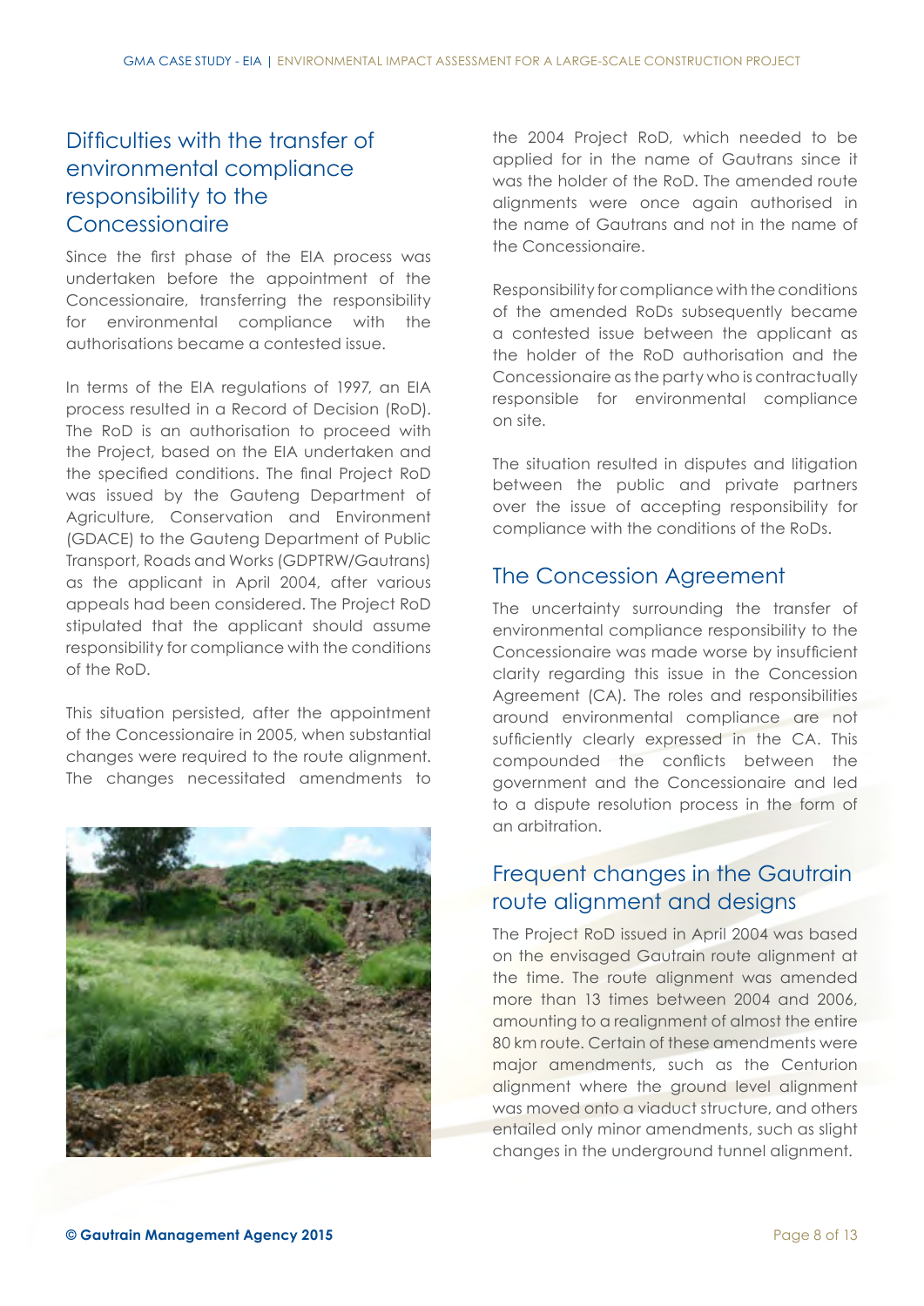## Difficulties with the transfer of environmental compliance responsibility to the Concessionaire

Since the first phase of the EIA process was undertaken before the appointment of the Concessionaire, transferring the responsibility for environmental compliance with the authorisations became a contested issue.

In terms of the EIA regulations of 1997, an EIA process resulted in a Record of Decision (RoD). The RoD is an authorisation to proceed with the Project, based on the EIA undertaken and the specified conditions. The final Project RoD was issued by the Gauteng Department of Agriculture, Conservation and Environment (GDACE) to the Gauteng Department of Public Transport, Roads and Works (GDPTRW/Gautrans) as the applicant in April 2004, after various appeals had been considered. The Project RoD stipulated that the applicant should assume responsibility for compliance with the conditions of the RoD.

This situation persisted, after the appointment of the Concessionaire in 2005, when substantial changes were required to the route alignment. The changes necessitated amendments to the 2004 Project RoD, which needed to be applied for in the name of Gautrans since it was the holder of the RoD. The amended route alignments were once again authorised in the name of Gautrans and not in the name of the Concessionaire.

Responsibility for compliance with the conditions of the amended RoDs subsequently became a contested issue between the applicant as the holder of the RoD authorisation and the Concessionaire as the party who is contractually responsible for environmental compliance on site.

The situation resulted in disputes and litigation between the public and private partners over the issue of accepting responsibility for compliance with the conditions of the RoDs.

## The Concession Agreement

The uncertainty surrounding the transfer of environmental compliance responsibility to the Concessionaire was made worse by insufficient clarity regarding this issue in the Concession Agreement (CA). The roles and responsibilities around environmental compliance are not sufficiently clearly expressed in the CA. This compounded the conflicts between the government and the Concessionaire and led to a dispute resolution process in the form of an arbitration.

## Frequent changes in the Gautrain route alignment and designs

The Project RoD issued in April 2004 was based on the envisaged Gautrain route alignment at the time. The route alignment was amended more than 13 times between 2004 and 2006, amounting to a realignment of almost the entire 80 km route. Certain of these amendments were major amendments, such as the Centurion alignment where the ground level alignment was moved onto a viaduct structure, and others entailed only minor amendments, such as slight changes in the underground tunnel alignment.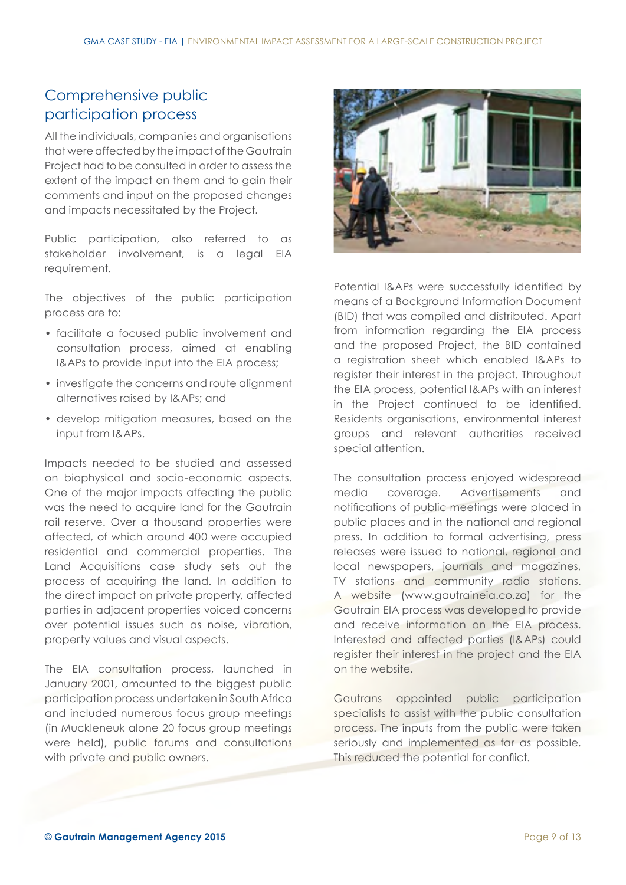## Comprehensive public participation process

All the individuals, companies and organisations that were affected by the impact of the Gautrain Project had to be consulted in order to assess the extent of the impact on them and to gain their comments and input on the proposed changes and impacts necessitated by the Project.

Public participation, also referred to as stakeholder involvement, is a legal EIA requirement.

The objectives of the public participation process are to:

- facilitate a focused public involvement and consultation process, aimed at enabling I&APs to provide input into the EIA process;
- investigate the concerns and route alignment alternatives raised by I&APs; and
- develop mitigation measures, based on the input from I&APs.

Impacts needed to be studied and assessed on biophysical and socio-economic aspects. One of the major impacts affecting the public was the need to acquire land for the Gautrain rail reserve. Over a thousand properties were affected, of which around 400 were occupied residential and commercial properties. The Land Acquisitions case study sets out the process of acquiring the land. In addition to the direct impact on private property, affected parties in adjacent properties voiced concerns over potential issues such as noise, vibration, property values and visual aspects.

The EIA consultation process, launched in January 2001, amounted to the biggest public participation process undertaken in South Africa and included numerous focus group meetings (in Muckleneuk alone 20 focus group meetings were held), public forums and consultations with private and public owners.

Potential I&APs were successfully identified by means of a Background Information Document (BID) that was compiled and distributed. Apart from information regarding the EIA process and the proposed Project, the BID contained a registration sheet which enabled I&APs to register their interest in the project. Throughout the EIA process, potential I&APs with an interest in the Project continued to be identified. Residents organisations, environmental interest groups and relevant authorities received special attention.

The consultation process enjoyed widespread media coverage. Advertisements and notifications of public meetings were placed in public places and in the national and regional press. In addition to formal advertising, press releases were issued to national, regional and local newspapers, journals and magazines, TV stations and community radio stations. A website (www.gautraineia.co.za) for the Gautrain EIA process was developed to provide and receive information on the EIA process. Interested and affected parties (I&APs) could register their interest in the project and the EIA on the website.

Gautrans appointed public participation specialists to assist with the public consultation process. The inputs from the public were taken seriously and implemented as far as possible. This reduced the potential for conflict.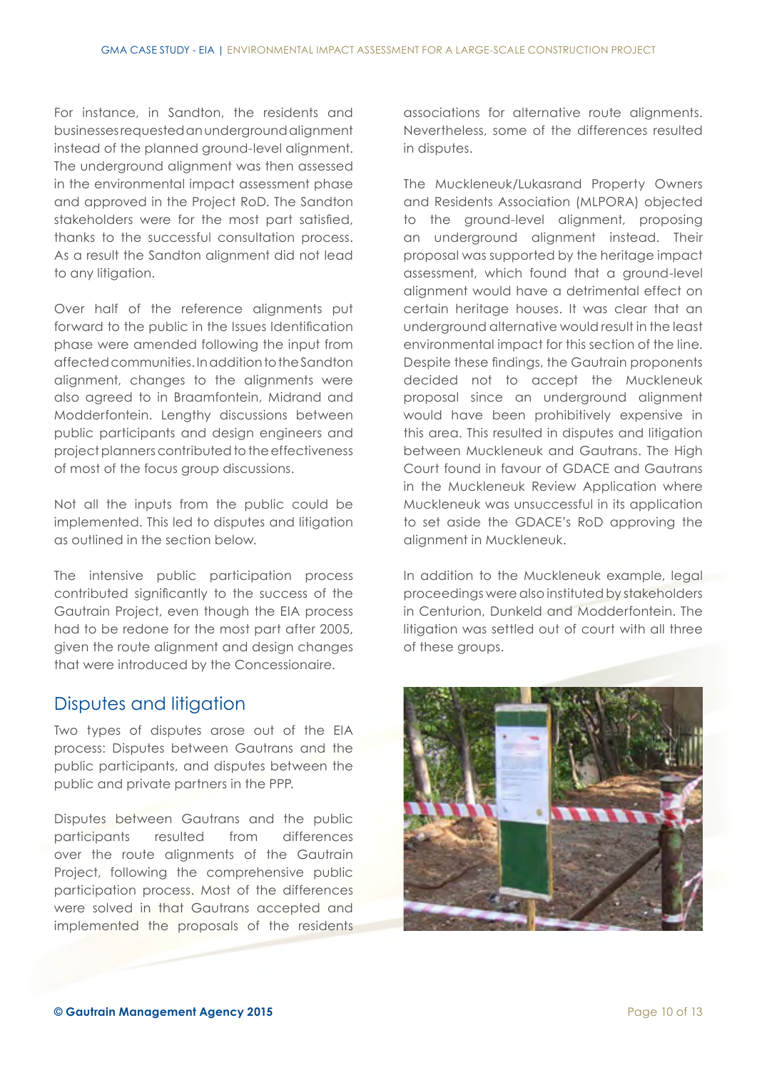For instance, in Sandton, the residents and businesses requested an underground alignment instead of the planned ground-level alignment. The underground alignment was then assessed in the environmental impact assessment phase and approved in the Project RoD. The Sandton stakeholders were for the most part satisfied, thanks to the successful consultation process. As a result the Sandton alignment did not lead to any litigation.

Over half of the reference alignments put forward to the public in the Issues Identification phase were amended following the input from affected communities. In addition to the Sandton alignment, changes to the alignments were also agreed to in Braamfontein, Midrand and Modderfontein. Lengthy discussions between public participants and design engineers and project planners contributed to the effectiveness of most of the focus group discussions.

Not all the inputs from the public could be implemented. This led to disputes and litigation as outlined in the section below.

The intensive public participation process contributed significantly to the success of the Gautrain Project, even though the EIA process had to be redone for the most part after 2005, given the route alignment and design changes that were introduced by the Concessionaire.

## Disputes and litigation

Two types of disputes arose out of the EIA process: Disputes between Gautrans and the public participants, and disputes between the public and private partners in the PPP.

Disputes between Gautrans and the public participants resulted from differences over the route alignments of the Gautrain Project, following the comprehensive public participation process. Most of the differences were solved in that Gautrans accepted and implemented the proposals of the residents associations for alternative route alignments. Nevertheless, some of the differences resulted in disputes.

The Muckleneuk/Lukasrand Property Owners and Residents Association (MLPORA) objected to the ground-level alignment, proposing an underground alignment instead. Their proposal was supported by the heritage impact assessment, which found that a ground-level alignment would have a detrimental effect on certain heritage houses. It was clear that an underground alternative would result in the least environmental impact for this section of the line. Despite these findings, the Gautrain proponents decided not to accept the Muckleneuk proposal since an underground alignment would have been prohibitively expensive in this area. This resulted in disputes and litigation between Muckleneuk and Gautrans. The High Court found in favour of GDACE and Gautrans in the Muckleneuk Review Application where Muckleneuk was unsuccessful in its application to set aside the GDACE's RoD approving the alignment in Muckleneuk.

In addition to the Muckleneuk example, legal proceedings were also instituted by stakeholders in Centurion, Dunkeld and Modderfontein. The litigation was settled out of court with all three of these groups.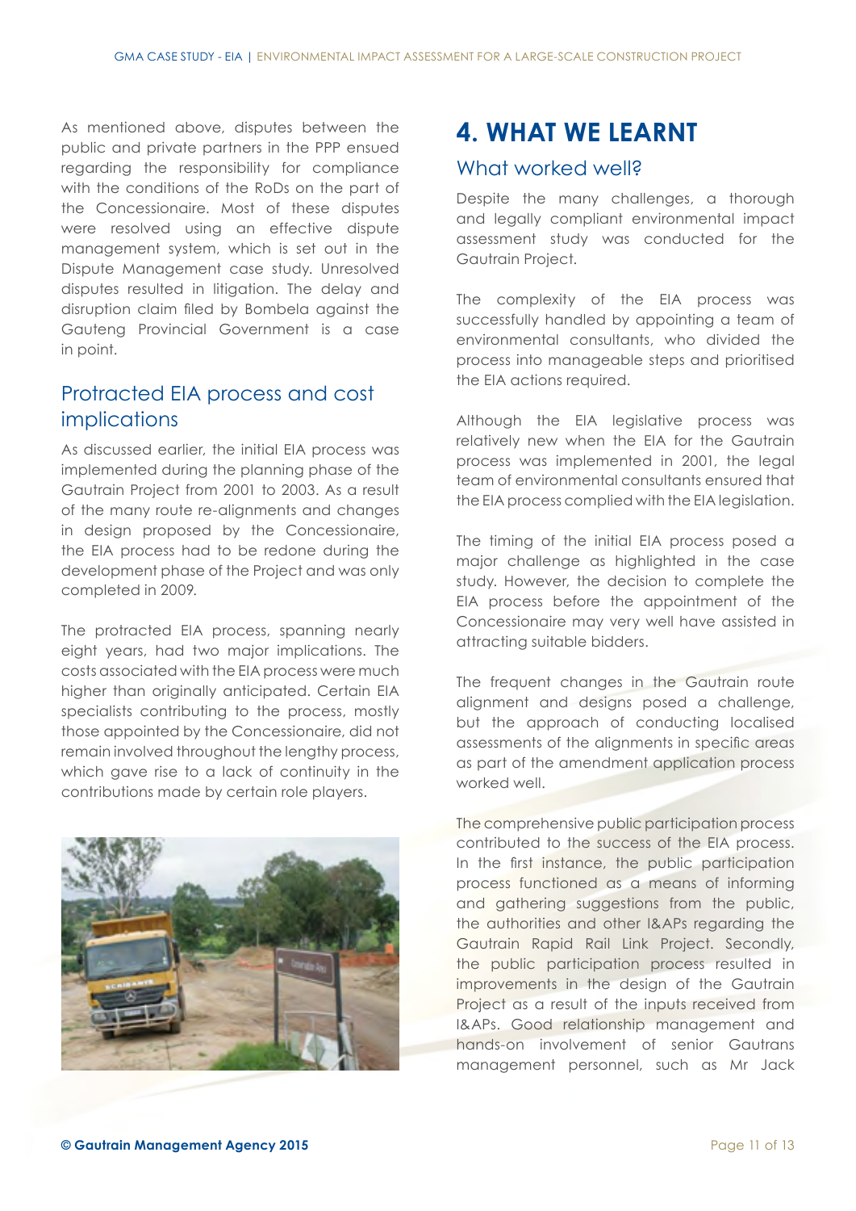As mentioned above, disputes between the public and private partners in the PPP ensued regarding the responsibility for compliance with the conditions of the RoDs on the part of the Concessionaire. Most of these disputes were resolved using an effective dispute management system, which is set out in the Dispute Management case study. Unresolved disputes resulted in litigation. The delay and disruption claim filed by Bombela against the Gauteng Provincial Government is a case in point.

### Protracted EIA process and cost implications

As discussed earlier, the initial EIA process was implemented during the planning phase of the Gautrain Project from 2001 to 2003. As a result of the many route re-alignments and changes in design proposed by the Concessionaire, the EIA process had to be redone during the development phase of the Project and was only completed in 2009.

The protracted EIA process, spanning nearly eight years, had two major implications. The costs associated with the EIA process were much higher than originally anticipated. Certain EIA specialists contributing to the process, mostly those appointed by the Concessionaire, did not remain involved throughout the lengthy process, which gave rise to a lack of continuity in the contributions made by certain role players.

## 4. WHAT WE LEARNT

### What worked well?

Despite the many challenges, a thorough and legally compliant environmental impact assessment study was conducted for the Gautrain Project.

The complexity of the EIA process was successfully handled by appointing a team of environmental consultants, who divided the process into manageable steps and prioritised the EIA actions required.

Although the EIA legislative process was relatively new when the EIA for the Gautrain process was implemented in 2001, the legal team of environmental consultants ensured that the EIA process complied with the EIA legislation.

The timing of the initial EIA process posed a major challenge as highlighted in the case study. However, the decision to complete the EIA process before the appointment of the Concessionaire may very well have assisted in attracting suitable bidders.

The frequent changes in the Gautrain route alignment and designs posed a challenge, but the approach of conducting localised assessments of the alignments in specific areas as part of the amendment application process worked well.

The comprehensive public participation process contributed to the success of the EIA process. In the first instance, the public participation process functioned as a means of informing and gathering suggestions from the public, the authorities and other I&APs regarding the Gautrain Rapid Rail Link Project. Secondly, the public participation process resulted in improvements in the design of the Gautrain Project as a result of the inputs received from I&APs. Good relationship management and hands-on involvement of senior Gautrans management personnel, such as Mr Jack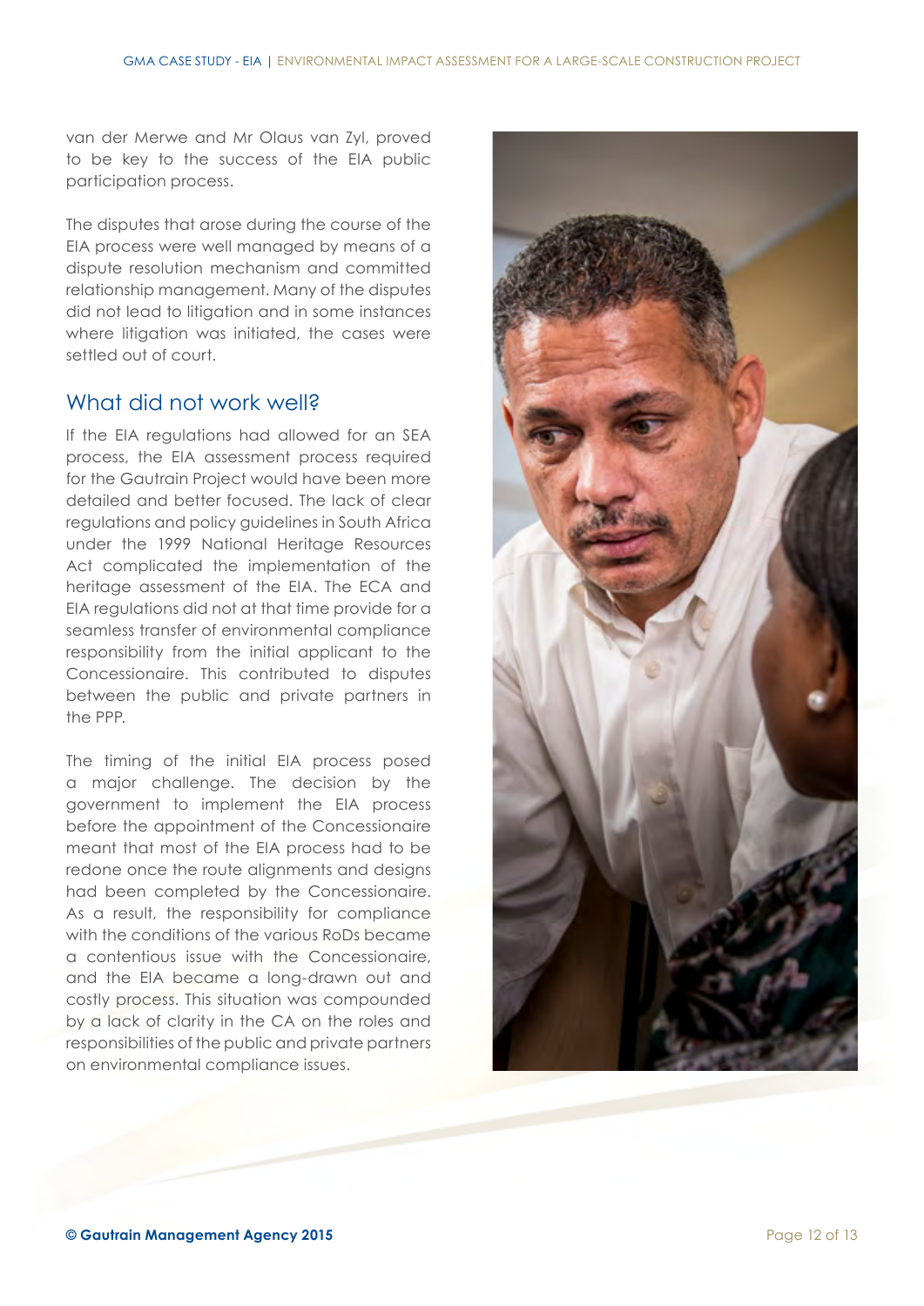van der Merwe and Mr Olaus van Zyl, proved to be key to the success of the EIA public participation process.

The disputes that arose during the course of the EIA process were well managed by means of a dispute resolution mechanism and committed relationship management. Many of the disputes did not lead to litigation and in some instances where litigation was initiated, the cases were settled out of court.

## What did not work well?

If the EIA regulations had allowed for an SEA process, the EIA assessment process required for the Gautrain Project would have been more detailed and better focused. The lack of clear regulations and policy guidelines in South Africa under the 1999 National Heritage Resources Act complicated the implementation of the heritage assessment of the EIA. The ECA and EIA regulations did not at that time provide for a seamless transfer of environmental compliance responsibility from the initial applicant to the Concessionaire. This contributed to disputes between the public and private partners in the PPP.

The timing of the initial EIA process posed a major challenge. The decision by the government to implement the EIA process before the appointment of the Concessionaire meant that most of the EIA process had to be redone once the route alignments and designs had been completed by the Concessionaire. As a result, the responsibility for compliance with the conditions of the various RoDs became a contentious issue with the Concessionaire, and the EIA became a long-drawn out and costly process. This situation was compounded by a lack of clarity in the CA on the roles and responsibilities of the public and private partners on environmental compliance issues.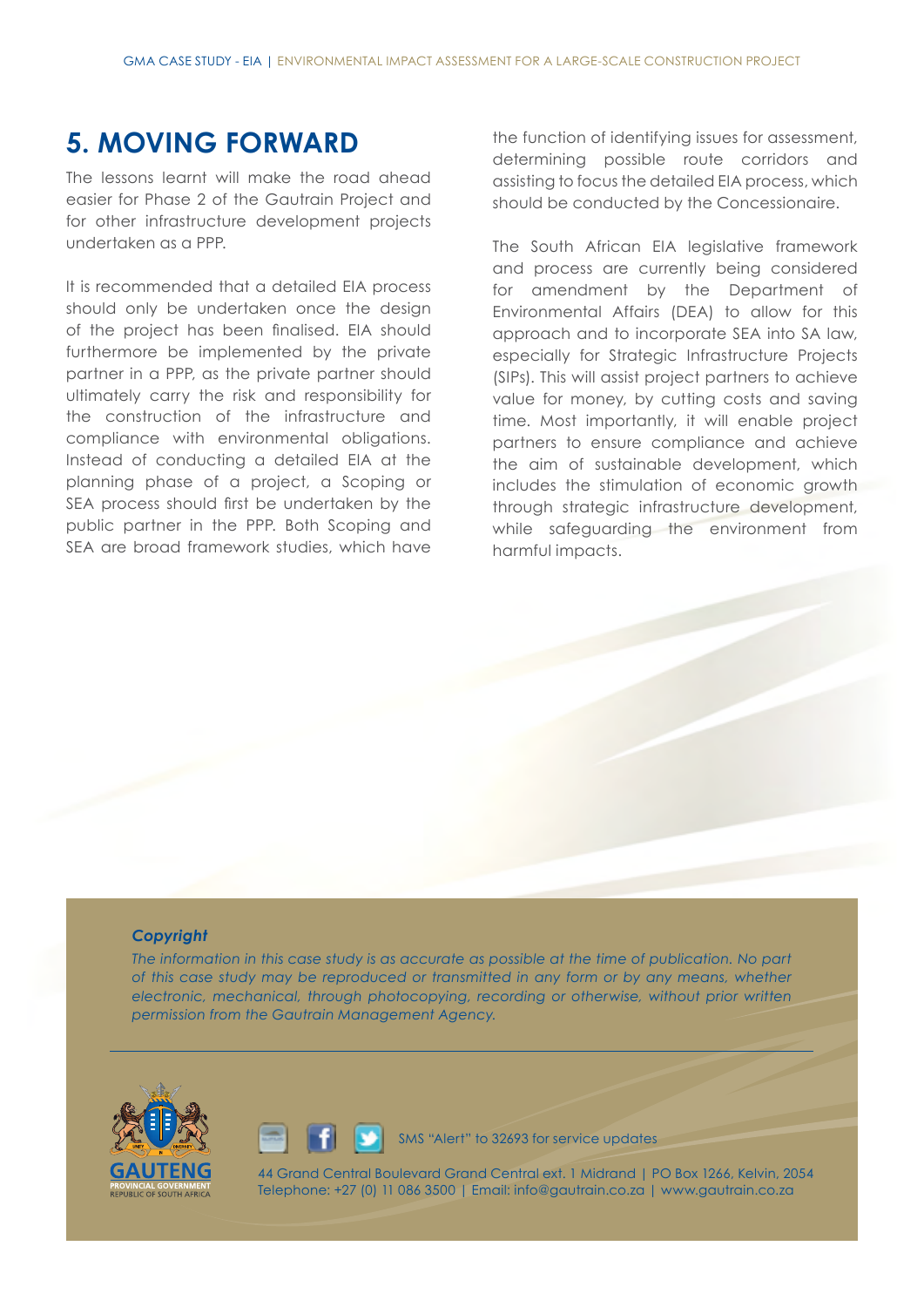# 5. MOVING FORWARD

The lessons learnt will make the road ahead easier for Phase 2 of the Gautrain Project and for other infrastructure development projects undertaken as a PPP.

It is recommended that a detailed EIA process should only be undertaken once the design of the project has been finalised. EIA should furthermore be implemented by the private partner in a PPP, as the private partner should ultimately carry the risk and responsibility for the construction of the infrastructure and compliance with environmental obligations. Instead of conducting a detailed EIA at the planning phase of a project, a Scoping or SEA process should first be undertaken by the public partner in the PPP. Both Scoping and SEA are broad framework studies, which have the function of identifying issues for assessment, determining possible route corridors and assisting to focus the detailed EIA process, which should be conducted by the Concessionaire.

The South African EIA legislative framework and process are currently being considered for amendment by the Department of Environmental Affairs (DEA) to allow for this approach and to incorporate SEA into SA law, especially for Strategic Infrastructure Projects (SIPs). This will assist project partners to achieve value for money, by cutting costs and saving time. Most importantly, it will enable project partners to ensure compliance and achieve the aim of sustainable development, which includes the stimulation of economic growth through strategic infrastructure development, while safeguarding the environment from harmful impacts.

***Copyright***

*The information in this case study is as accurate as possible at the time of publication. No part of this case study may be reproduced or transmitted in any form or by any means, whether electronic, mechanical, through photocopying, recording or otherwise, without prior written permission from the Gautrain Management Agency.*

GAUTENG PROVINCIAL GOVERNMENT
REPUBLIC OF SOUTH AFRICA

SMS "Alert" to 32693 for service updates

44 Grand Central Boulevard Grand Central ext. 1 Midrand | PO Box 1266, Kelvin, 2054
Telephone: +27 (0) 11 086 3500 | Email: info@gautrain.co.za | www.gautrain.co.za